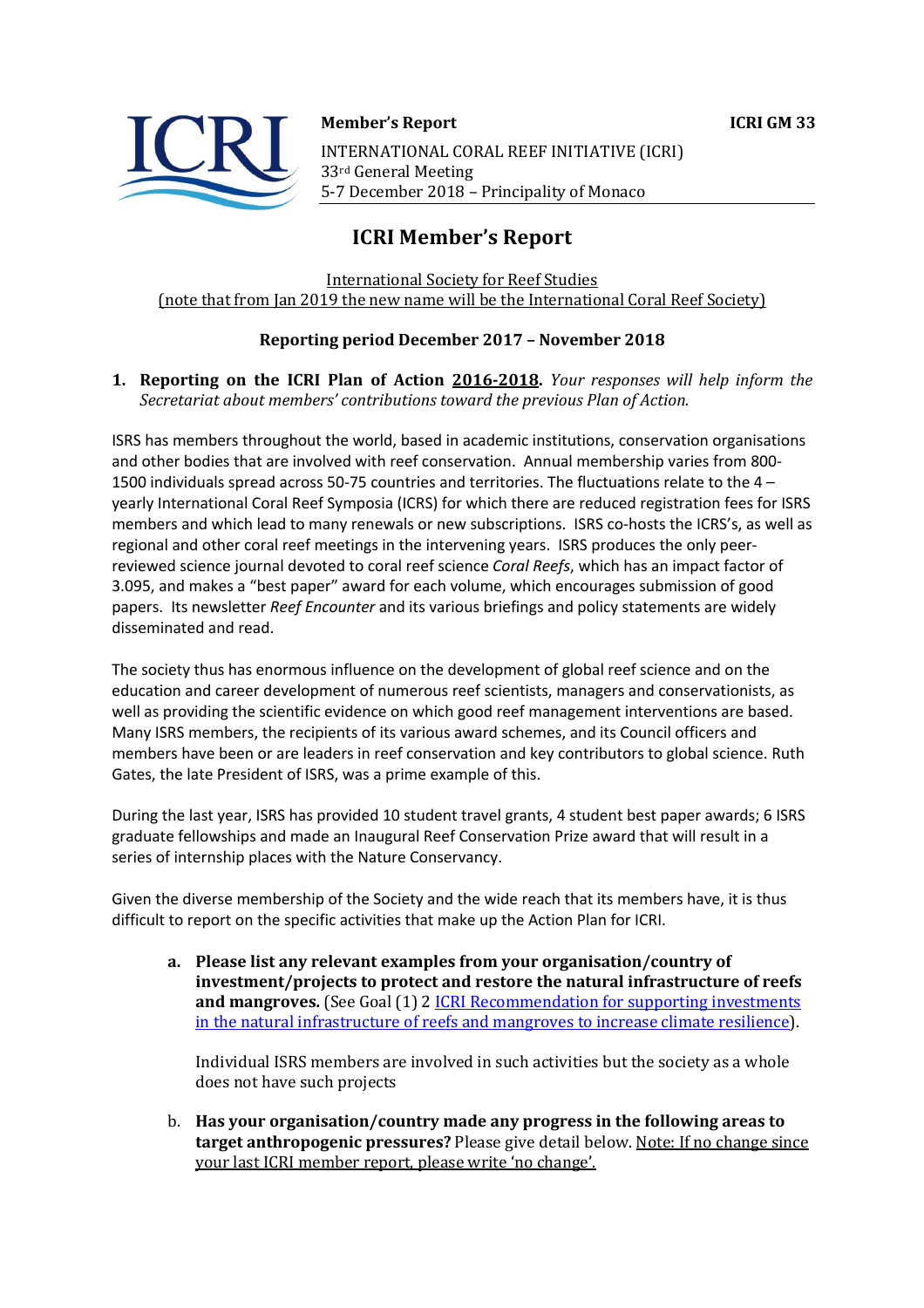**Member's Report** **ICRI GM 33**

INTERNATIONAL CORAL REEF INITIATIVE (ICRI)
33rd General Meeting
5-7 December 2018 – Principality of Monaco

# ICRI Member's Report

International Society for Reef Studies
(note that from Jan 2019 the new name will be the International Coral Reef Society)

**Reporting period December 2017 – November 2018**

1. **Reporting on the ICRI Plan of Action 2016-2018.** *Your responses will help inform the Secretariat about members' contributions toward the previous Plan of Action.*

ISRS has members throughout the world, based in academic institutions, conservation organisations and other bodies that are involved with reef conservation. Annual membership varies from 800-1500 individuals spread across 50-75 countries and territories. The fluctuations relate to the 4 – yearly International Coral Reef Symposia (ICRS) for which there are reduced registration fees for ISRS members and which lead to many renewals or new subscriptions. ISRS co-hosts the ICRS's, as well as regional and other coral reef meetings in the intervening years. ISRS produces the only peer-reviewed science journal devoted to coral reef science *Coral Reefs*, which has an impact factor of 3.095, and makes a "best paper" award for each volume, which encourages submission of good papers. Its newsletter *Reef Encounter* and its various briefings and policy statements are widely disseminated and read.

The society thus has enormous influence on the development of global reef science and on the education and career development of numerous reef scientists, managers and conservationists, as well as providing the scientific evidence on which good reef management interventions are based. Many ISRS members, the recipients of its various award schemes, and its Council officers and members have been or are leaders in reef conservation and key contributors to global science. Ruth Gates, the late President of ISRS, was a prime example of this.

During the last year, ISRS has provided 10 student travel grants, 4 student best paper awards; 6 ISRS graduate fellowships and made an Inaugural Reef Conservation Prize award that will result in a series of internship places with the Nature Conservancy.

Given the diverse membership of the Society and the wide reach that its members have, it is thus difficult to report on the specific activities that make up the Action Plan for ICRI.

   a. **Please list any relevant examples from your organisation/country of investment/projects to protect and restore the natural infrastructure of reefs and mangroves.** (See Goal (1) 2 ICRI Recommendation for supporting investments in the natural infrastructure of reefs and mangroves to increase climate resilience).

   Individual ISRS members are involved in such activities but the society as a whole does not have such projects

   b. **Has your organisation/country made any progress in the following areas to target anthropogenic pressures?** Please give detail below. Note: If no change since your last ICRI member report, please write 'no change'.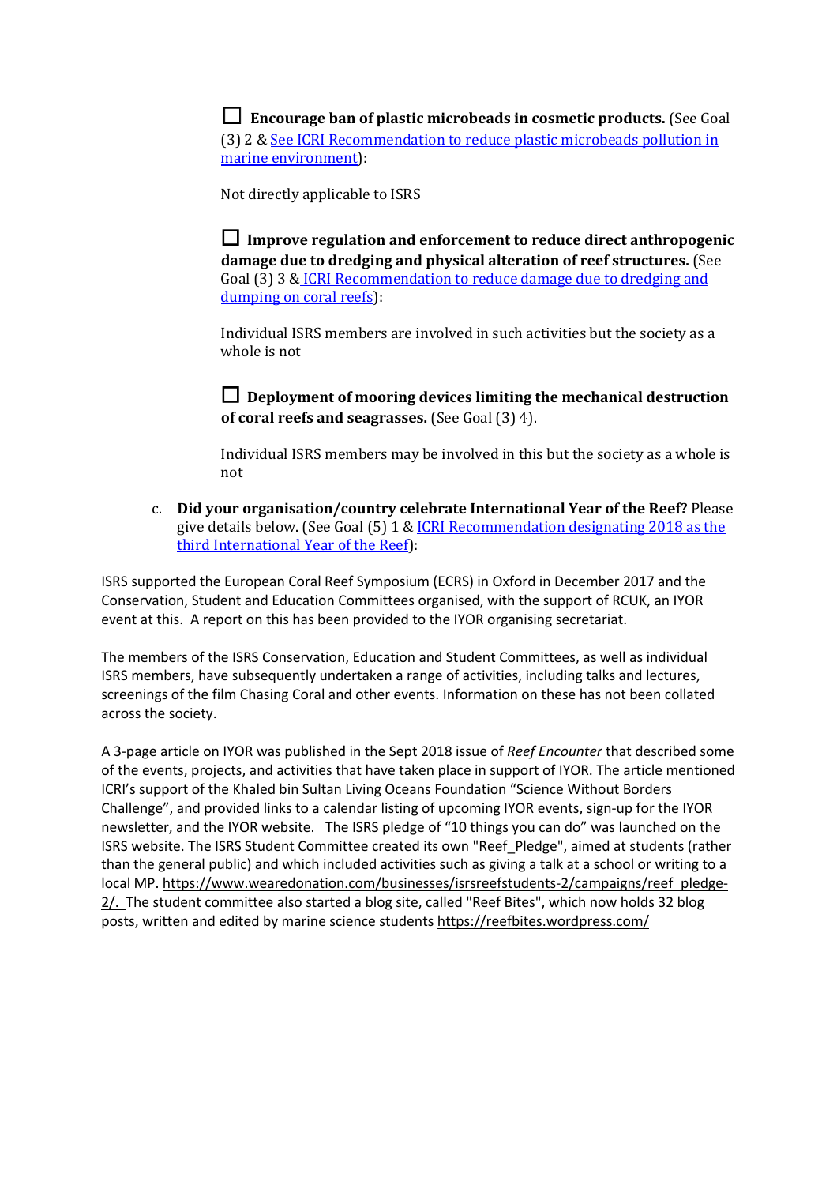☐ **Encourage ban of plastic microbeads in cosmetic products.** (See Goal (3) 2 & [See ICRI Recommendation to reduce plastic microbeads pollution in marine environment]):

Not directly applicable to ISRS

☐ **Improve regulation and enforcement to reduce direct anthropogenic damage due to dredging and physical alteration of reef structures.** (See Goal (3) 3 & [ICRI Recommendation to reduce damage due to dredging and dumping on coral reefs]):

Individual ISRS members are involved in such activities but the society as a whole is not

☐ **Deployment of mooring devices limiting the mechanical destruction of coral reefs and seagrasses.** (See Goal (3) 4).

Individual ISRS members may be involved in this but the society as a whole is not

c. **Did your organisation/country celebrate International Year of the Reef?** Please give details below. (See Goal (5) 1 & [ICRI Recommendation designating 2018 as the third International Year of the Reef]):

ISRS supported the European Coral Reef Symposium (ECRS) in Oxford in December 2017 and the Conservation, Student and Education Committees organised, with the support of RCUK, an IYOR event at this. A report on this has been provided to the IYOR organising secretariat.

The members of the ISRS Conservation, Education and Student Committees, as well as individual ISRS members, have subsequently undertaken a range of activities, including talks and lectures, screenings of the film Chasing Coral and other events. Information on these has not been collated across the society.

A 3-page article on IYOR was published in the Sept 2018 issue of *Reef Encounter* that described some of the events, projects, and activities that have taken place in support of IYOR. The article mentioned ICRI's support of the Khaled bin Sultan Living Oceans Foundation "Science Without Borders Challenge", and provided links to a calendar listing of upcoming IYOR events, sign-up for the IYOR newsletter, and the IYOR website. The ISRS pledge of "10 things you can do" was launched on the ISRS website. The ISRS Student Committee created its own "Reef_Pledge", aimed at students (rather than the general public) and which included activities such as giving a talk at a school or writing to a local MP. https://www.wearedonation.com/businesses/isrsreefstudents-2/campaigns/reef_pledge-2/. The student committee also started a blog site, called "Reef Bites", which now holds 32 blog posts, written and edited by marine science students https://reefbites.wordpress.com/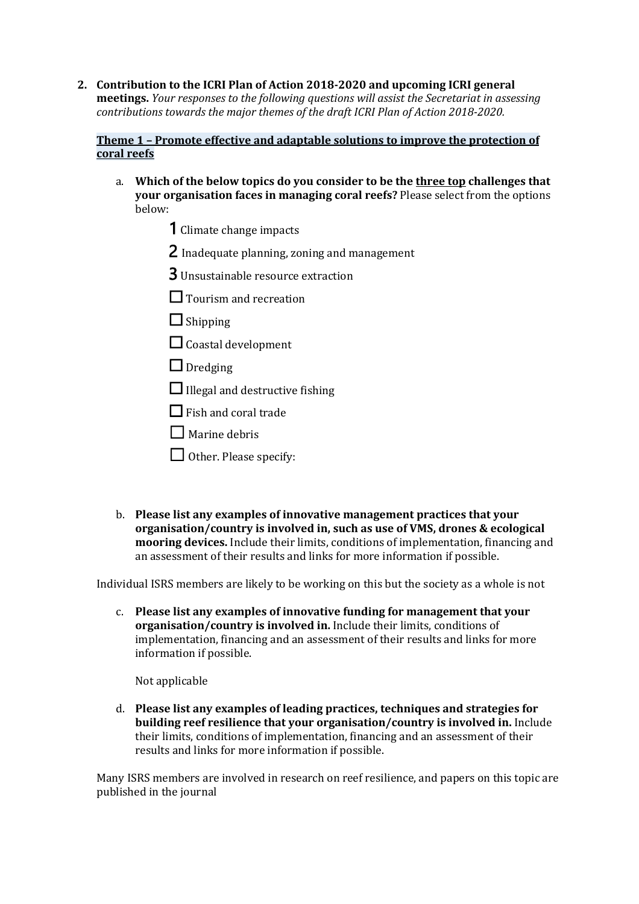**2. Contribution to the ICRI Plan of Action 2018-2020 and upcoming ICRI general meetings.** *Your responses to the following questions will assist the Secretariat in assessing contributions towards the major themes of the draft ICRI Plan of Action 2018-2020.*

**Theme 1 – Promote effective and adaptable solutions to improve the protection of coral reefs**

a. **Which of the below topics do you consider to be the three top challenges that your organisation faces in managing coral reefs?** Please select from the options below:

- 1 Climate change impacts
- 2 Inadequate planning, zoning and management
- 3 Unsustainable resource extraction
- ☐ Tourism and recreation
- ☐ Shipping
- ☐ Coastal development
- ☐ Dredging
- ☐ Illegal and destructive fishing
- ☐ Fish and coral trade
- ☐ Marine debris
- ☐ Other. Please specify:

b. **Please list any examples of innovative management practices that your organisation/country is involved in, such as use of VMS, drones & ecological mooring devices.** Include their limits, conditions of implementation, financing and an assessment of their results and links for more information if possible.

Individual ISRS members are likely to be working on this but the society as a whole is not

c. **Please list any examples of innovative funding for management that your organisation/country is involved in.** Include their limits, conditions of implementation, financing and an assessment of their results and links for more information if possible.

Not applicable

d. **Please list any examples of leading practices, techniques and strategies for building reef resilience that your organisation/country is involved in.** Include their limits, conditions of implementation, financing and an assessment of their results and links for more information if possible.

Many ISRS members are involved in research on reef resilience, and papers on this topic are published in the journal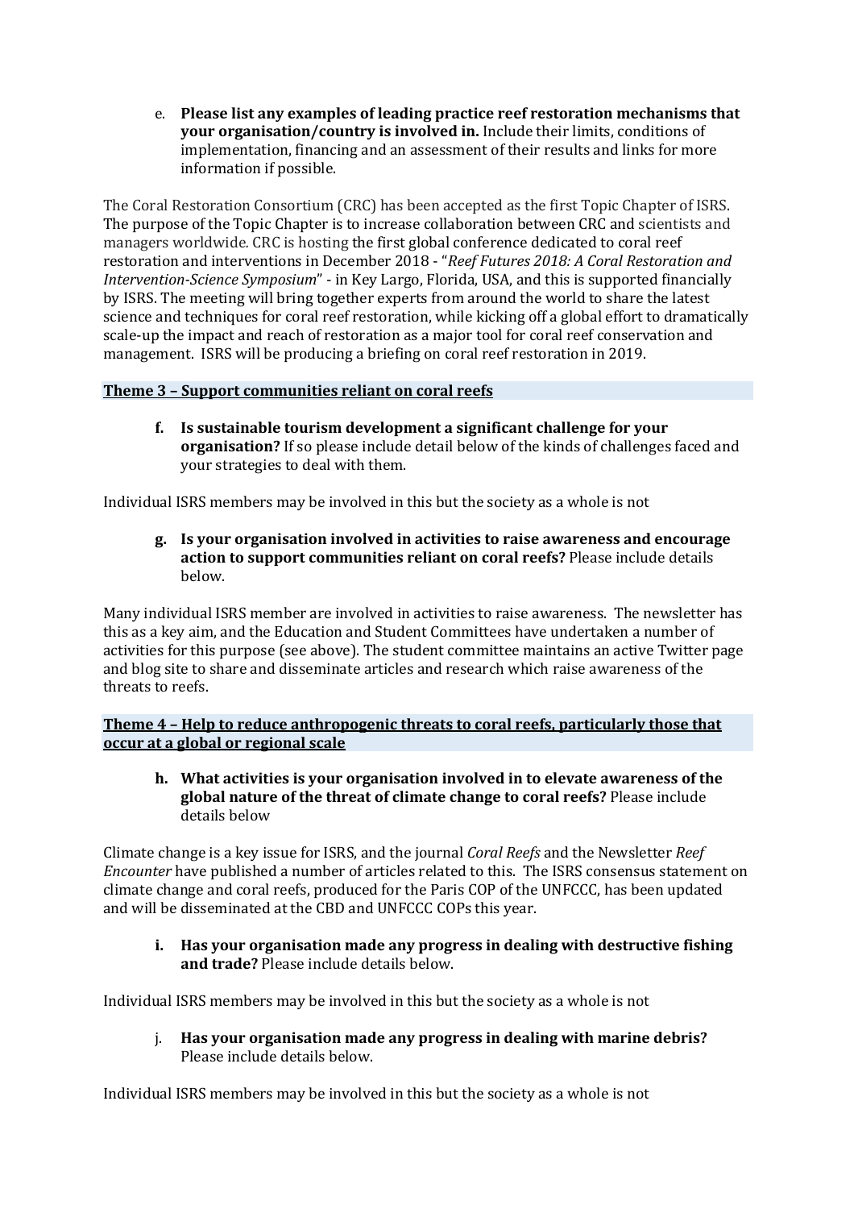e. **Please list any examples of leading practice reef restoration mechanisms that your organisation/country is involved in.** Include their limits, conditions of implementation, financing and an assessment of their results and links for more information if possible.

The Coral Restoration Consortium (CRC) has been accepted as the first Topic Chapter of ISRS. The purpose of the Topic Chapter is to increase collaboration between CRC and scientists and managers worldwide. CRC is hosting the first global conference dedicated to coral reef restoration and interventions in December 2018 - "*Reef Futures 2018: A Coral Restoration and Intervention-Science Symposium*" - in Key Largo, Florida, USA, and this is supported financially by ISRS. The meeting will bring together experts from around the world to share the latest science and techniques for coral reef restoration, while kicking off a global effort to dramatically scale-up the impact and reach of restoration as a major tool for coral reef conservation and management. ISRS will be producing a briefing on coral reef restoration in 2019.

## Theme 3 – Support communities reliant on coral reefs

**f. Is sustainable tourism development a significant challenge for your organisation?** If so please include detail below of the kinds of challenges faced and your strategies to deal with them.

Individual ISRS members may be involved in this but the society as a whole is not

**g. Is your organisation involved in activities to raise awareness and encourage action to support communities reliant on coral reefs?** Please include details below.

Many individual ISRS member are involved in activities to raise awareness. The newsletter has this as a key aim, and the Education and Student Committees have undertaken a number of activities for this purpose (see above). The student committee maintains an active Twitter page and blog site to share and disseminate articles and research which raise awareness of the threats to reefs.

## Theme 4 – Help to reduce anthropogenic threats to coral reefs, particularly those that occur at a global or regional scale

**h. What activities is your organisation involved in to elevate awareness of the global nature of the threat of climate change to coral reefs?** Please include details below

Climate change is a key issue for ISRS, and the journal *Coral Reefs* and the Newsletter *Reef Encounter* have published a number of articles related to this. The ISRS consensus statement on climate change and coral reefs, produced for the Paris COP of the UNFCCC, has been updated and will be disseminated at the CBD and UNFCCC COPs this year.

**i. Has your organisation made any progress in dealing with destructive fishing and trade?** Please include details below.

Individual ISRS members may be involved in this but the society as a whole is not

j. **Has your organisation made any progress in dealing with marine debris?** Please include details below.

Individual ISRS members may be involved in this but the society as a whole is not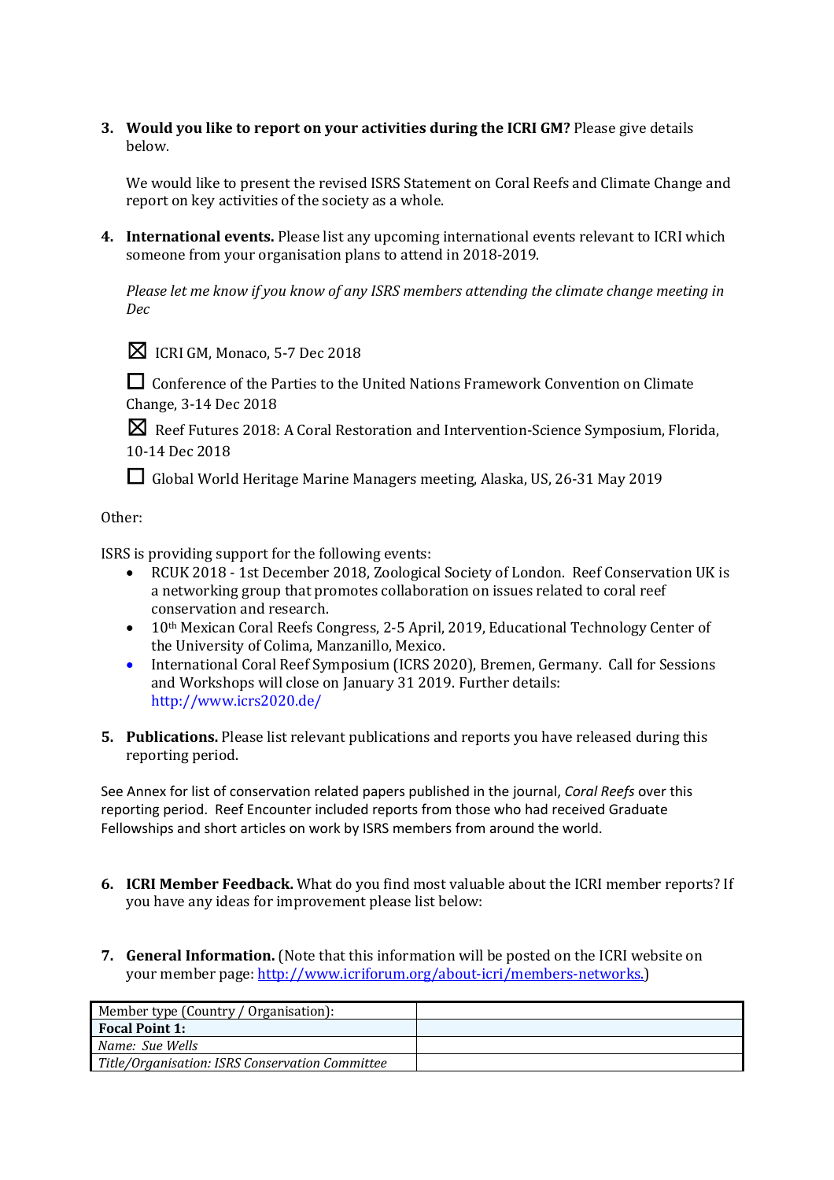3. **Would you like to report on your activities during the ICRI GM?** Please give details below.

   We would like to present the revised ISRS Statement on Coral Reefs and Climate Change and report on key activities of the society as a whole.

4. **International events.** Please list any upcoming international events relevant to ICRI which someone from your organisation plans to attend in 2018-2019.

   *Please let me know if you know of any ISRS members attending the climate change meeting in Dec*

   ☒ ICRI GM, Monaco, 5-7 Dec 2018

   ☐ Conference of the Parties to the United Nations Framework Convention on Climate Change, 3-14 Dec 2018

   ☒ Reef Futures 2018: A Coral Restoration and Intervention-Science Symposium, Florida, 10-14 Dec 2018

   ☐ Global World Heritage Marine Managers meeting, Alaska, US, 26-31 May 2019

Other:

ISRS is providing support for the following events:

- RCUK 2018 - 1st December 2018, Zoological Society of London. Reef Conservation UK is a networking group that promotes collaboration on issues related to coral reef conservation and research.
- 10th Mexican Coral Reefs Congress, 2-5 April, 2019, Educational Technology Center of the University of Colima, Manzanillo, Mexico.
- International Coral Reef Symposium (ICRS 2020), Bremen, Germany. Call for Sessions and Workshops will close on January 31 2019. Further details: http://www.icrs2020.de/

5. **Publications.** Please list relevant publications and reports you have released during this reporting period.

See Annex for list of conservation related papers published in the journal, *Coral Reefs* over this reporting period. Reef Encounter included reports from those who had received Graduate Fellowships and short articles on work by ISRS members from around the world.

6. **ICRI Member Feedback.** What do you find most valuable about the ICRI member reports? If you have any ideas for improvement please list below:

7. **General Information.** (Note that this information will be posted on the ICRI website on your member page: http://www.icriforum.org/about-icri/members-networks.)

| Member type (Country / Organisation): | |
|---|---|
| **Focal Point 1:** | |
| *Name: Sue Wells* | |
| *Title/Organisation: ISRS Conservation Committee* | |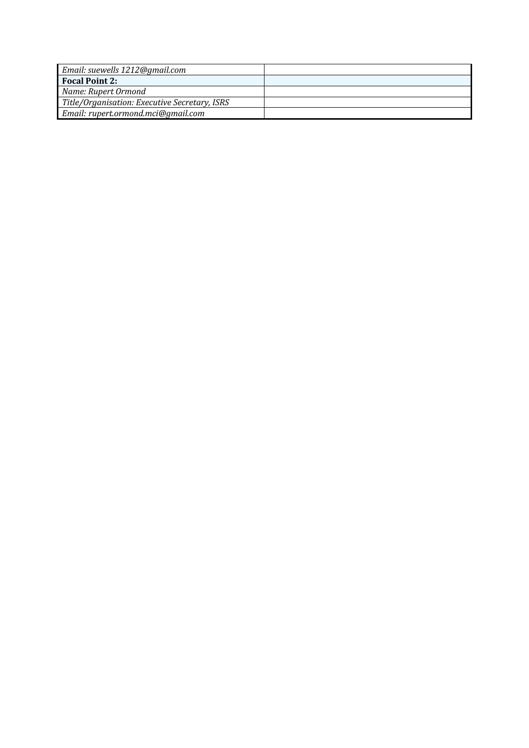| *Email: suewells 1212@gmail.com* | |
|---|---|
| **Focal Point 2:** | |
| *Name: Rupert Ormond* | |
| *Title/Organisation: Executive Secretary, ISRS* | |
| *Email: rupert.ormond.mci@gmail.com* | |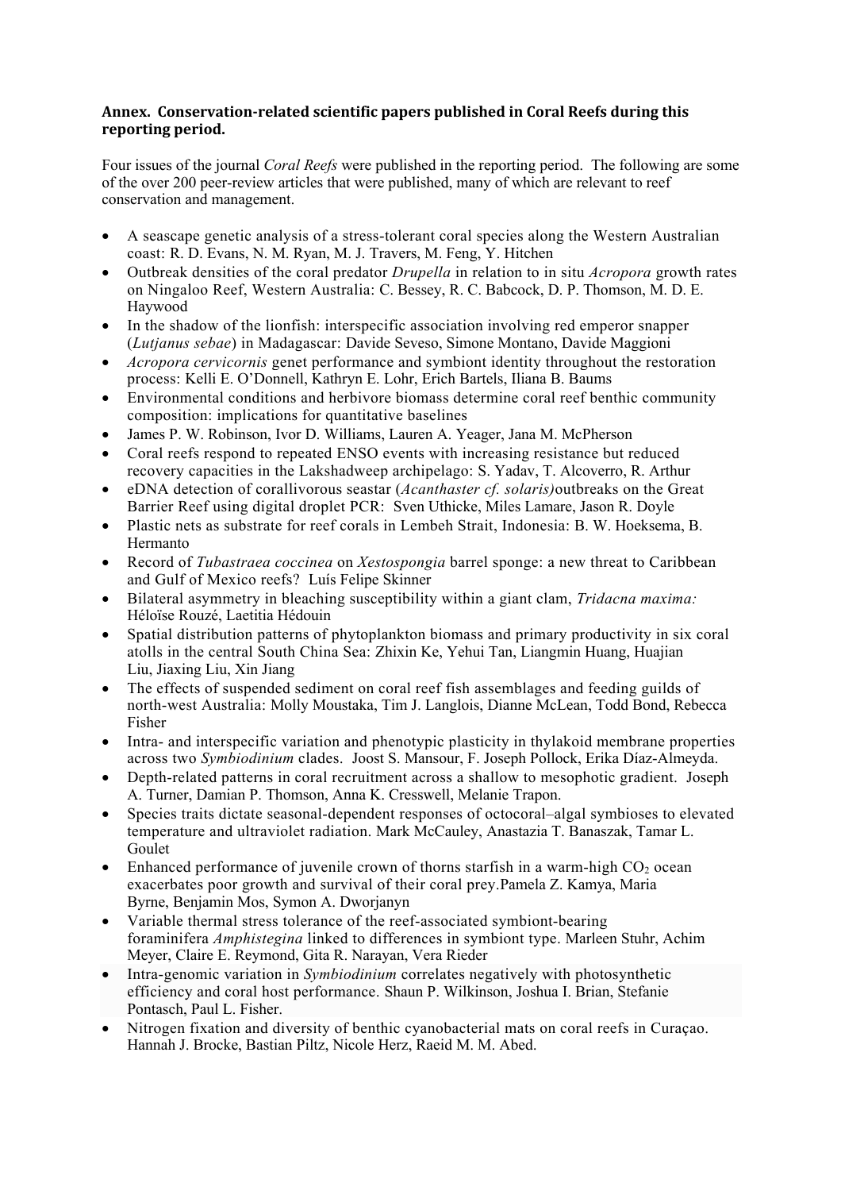**Annex. Conservation-related scientific papers published in Coral Reefs during this reporting period.**

Four issues of the journal *Coral Reefs* were published in the reporting period. The following are some of the over 200 peer-review articles that were published, many of which are relevant to reef conservation and management.

- A seascape genetic analysis of a stress-tolerant coral species along the Western Australian coast: R. D. Evans, N. M. Ryan, M. J. Travers, M. Feng, Y. Hitchen
- Outbreak densities of the coral predator *Drupella* in relation to in situ *Acropora* growth rates on Ningaloo Reef, Western Australia: C. Bessey, R. C. Babcock, D. P. Thomson, M. D. E. Haywood
- In the shadow of the lionfish: interspecific association involving red emperor snapper (*Lutjanus sebae*) in Madagascar: Davide Seveso, Simone Montano, Davide Maggioni
- *Acropora cervicornis* genet performance and symbiont identity throughout the restoration process: Kelli E. O'Donnell, Kathryn E. Lohr, Erich Bartels, Iliana B. Baums
- Environmental conditions and herbivore biomass determine coral reef benthic community composition: implications for quantitative baselines
- James P. W. Robinson, Ivor D. Williams, Lauren A. Yeager, Jana M. McPherson
- Coral reefs respond to repeated ENSO events with increasing resistance but reduced recovery capacities in the Lakshadweep archipelago: S. Yadav, T. Alcoverro, R. Arthur
- eDNA detection of corallivorous seastar (*Acanthaster cf. solaris)*outbreaks on the Great Barrier Reef using digital droplet PCR: Sven Uthicke, Miles Lamare, Jason R. Doyle
- Plastic nets as substrate for reef corals in Lembeh Strait, Indonesia: B. W. Hoeksema, B. Hermanto
- Record of *Tubastraea coccinea* on *Xestospongia* barrel sponge: a new threat to Caribbean and Gulf of Mexico reefs? Luís Felipe Skinner
- Bilateral asymmetry in bleaching susceptibility within a giant clam, *Tridacna maxima:* Héloïse Rouzé, Laetitia Hédouin
- Spatial distribution patterns of phytoplankton biomass and primary productivity in six coral atolls in the central South China Sea: Zhixin Ke, Yehui Tan, Liangmin Huang, Huajian Liu, Jiaxing Liu, Xin Jiang
- The effects of suspended sediment on coral reef fish assemblages and feeding guilds of north-west Australia: Molly Moustaka, Tim J. Langlois, Dianne McLean, Todd Bond, Rebecca Fisher
- Intra- and interspecific variation and phenotypic plasticity in thylakoid membrane properties across two *Symbiodinium* clades. Joost S. Mansour, F. Joseph Pollock, Erika Díaz-Almeyda.
- Depth-related patterns in coral recruitment across a shallow to mesophotic gradient. Joseph A. Turner, Damian P. Thomson, Anna K. Cresswell, Melanie Trapon.
- Species traits dictate seasonal-dependent responses of octocoral–algal symbioses to elevated temperature and ultraviolet radiation. Mark McCauley, Anastazia T. Banaszak, Tamar L. Goulet
- Enhanced performance of juvenile crown of thorns starfish in a warm-high $CO_2$ ocean exacerbates poor growth and survival of their coral prey.Pamela Z. Kamya, Maria Byrne, Benjamin Mos, Symon A. Dworjanyn
- Variable thermal stress tolerance of the reef-associated symbiont-bearing foraminifera *Amphistegina* linked to differences in symbiont type. Marleen Stuhr, Achim Meyer, Claire E. Reymond, Gita R. Narayan, Vera Rieder
- Intra-genomic variation in *Symbiodinium* correlates negatively with photosynthetic efficiency and coral host performance. Shaun P. Wilkinson, Joshua I. Brian, Stefanie Pontasch, Paul L. Fisher.
- Nitrogen fixation and diversity of benthic cyanobacterial mats on coral reefs in Curaçao. Hannah J. Brocke, Bastian Piltz, Nicole Herz, Raeid M. M. Abed.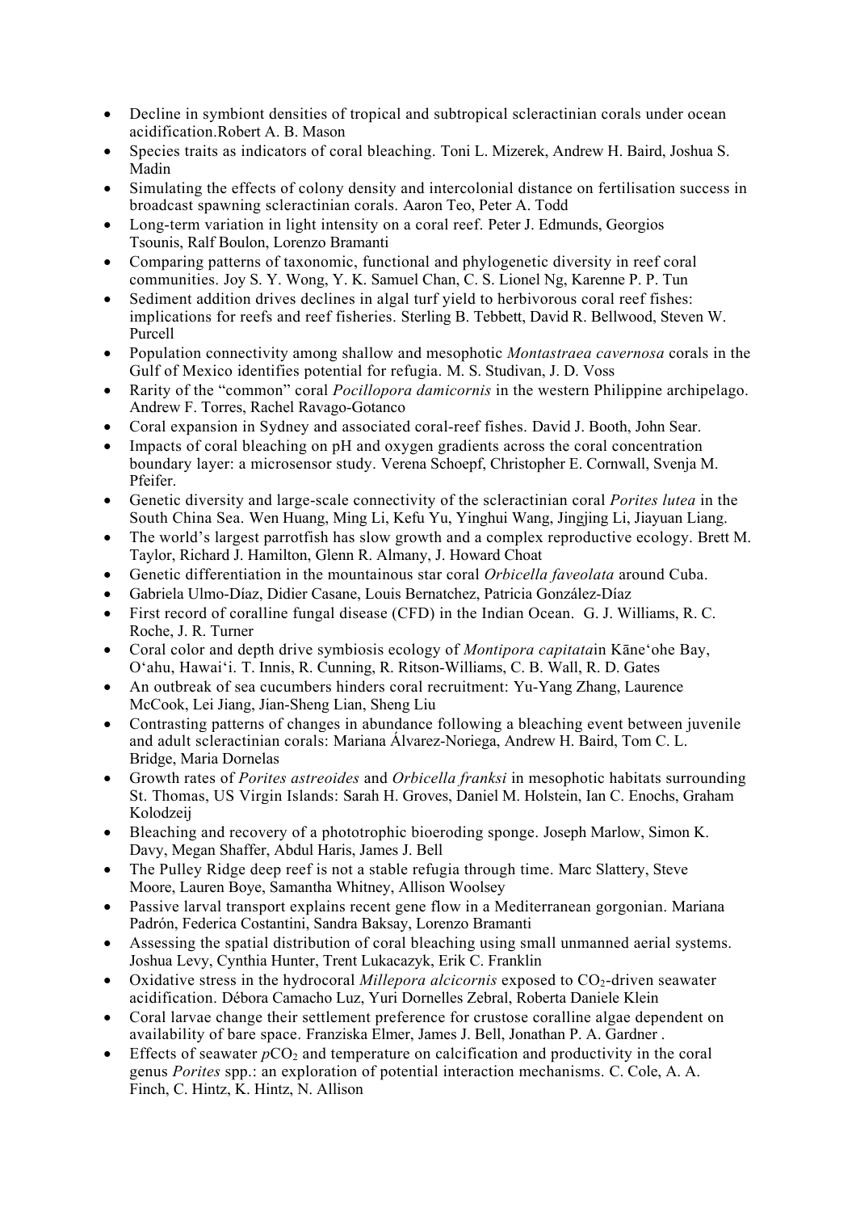- Decline in symbiont densities of tropical and subtropical scleractinian corals under ocean acidification.Robert A. B. Mason
- Species traits as indicators of coral bleaching. Toni L. Mizerek, Andrew H. Baird, Joshua S. Madin
- Simulating the effects of colony density and intercolonial distance on fertilisation success in broadcast spawning scleractinian corals. Aaron Teo, Peter A. Todd
- Long-term variation in light intensity on a coral reef. Peter J. Edmunds, Georgios Tsounis, Ralf Boulon, Lorenzo Bramanti
- Comparing patterns of taxonomic, functional and phylogenetic diversity in reef coral communities. Joy S. Y. Wong, Y. K. Samuel Chan, C. S. Lionel Ng, Karenne P. P. Tun
- Sediment addition drives declines in algal turf yield to herbivorous coral reef fishes: implications for reefs and reef fisheries. Sterling B. Tebbett, David R. Bellwood, Steven W. Purcell
- Population connectivity among shallow and mesophotic *Montastraea cavernosa* corals in the Gulf of Mexico identifies potential for refugia. M. S. Studivan, J. D. Voss
- Rarity of the "common" coral *Pocillopora damicornis* in the western Philippine archipelago. Andrew F. Torres, Rachel Ravago-Gotanco
- Coral expansion in Sydney and associated coral-reef fishes. David J. Booth, John Sear.
- Impacts of coral bleaching on pH and oxygen gradients across the coral concentration boundary layer: a microsensor study. Verena Schoepf, Christopher E. Cornwall, Svenja M. Pfeifer.
- Genetic diversity and large-scale connectivity of the scleractinian coral *Porites lutea* in the South China Sea. Wen Huang, Ming Li, Kefu Yu, Yinghui Wang, Jingjing Li, Jiayuan Liang.
- The world's largest parrotfish has slow growth and a complex reproductive ecology. Brett M. Taylor, Richard J. Hamilton, Glenn R. Almany, J. Howard Choat
- Genetic differentiation in the mountainous star coral *Orbicella faveolata* around Cuba.
- Gabriela Ulmo-Díaz, Didier Casane, Louis Bernatchez, Patricia González-Díaz
- First record of coralline fungal disease (CFD) in the Indian Ocean. G. J. Williams, R. C. Roche, J. R. Turner
- Coral color and depth drive symbiosis ecology of *Montipora capitata*in Kāneʻohe Bay, Oʻahu, Hawaiʻi. T. Innis, R. Cunning, R. Ritson-Williams, C. B. Wall, R. D. Gates
- An outbreak of sea cucumbers hinders coral recruitment: Yu-Yang Zhang, Laurence McCook, Lei Jiang, Jian-Sheng Lian, Sheng Liu
- Contrasting patterns of changes in abundance following a bleaching event between juvenile and adult scleractinian corals: Mariana Álvarez-Noriega, Andrew H. Baird, Tom C. L. Bridge, Maria Dornelas
- Growth rates of *Porites astreoides* and *Orbicella franksi* in mesophotic habitats surrounding St. Thomas, US Virgin Islands: Sarah H. Groves, Daniel M. Holstein, Ian C. Enochs, Graham Kolodzeij
- Bleaching and recovery of a phototrophic bioeroding sponge. Joseph Marlow, Simon K. Davy, Megan Shaffer, Abdul Haris, James J. Bell
- The Pulley Ridge deep reef is not a stable refugia through time. Marc Slattery, Steve Moore, Lauren Boye, Samantha Whitney, Allison Woolsey
- Passive larval transport explains recent gene flow in a Mediterranean gorgonian. Mariana Padrón, Federica Costantini, Sandra Baksay, Lorenzo Bramanti
- Assessing the spatial distribution of coral bleaching using small unmanned aerial systems. Joshua Levy, Cynthia Hunter, Trent Lukacazyk, Erik C. Franklin
- Oxidative stress in the hydrocoral *Millepora alcicornis* exposed to $CO_2$-driven seawater acidification. Débora Camacho Luz, Yuri Dornelles Zebral, Roberta Daniele Klein
- Coral larvae change their settlement preference for crustose coralline algae dependent on availability of bare space. Franziska Elmer, James J. Bell, Jonathan P. A. Gardner .
- Effects of seawater $pCO_2$ and temperature on calcification and productivity in the coral genus *Porites* spp.: an exploration of potential interaction mechanisms. C. Cole, A. A. Finch, C. Hintz, K. Hintz, N. Allison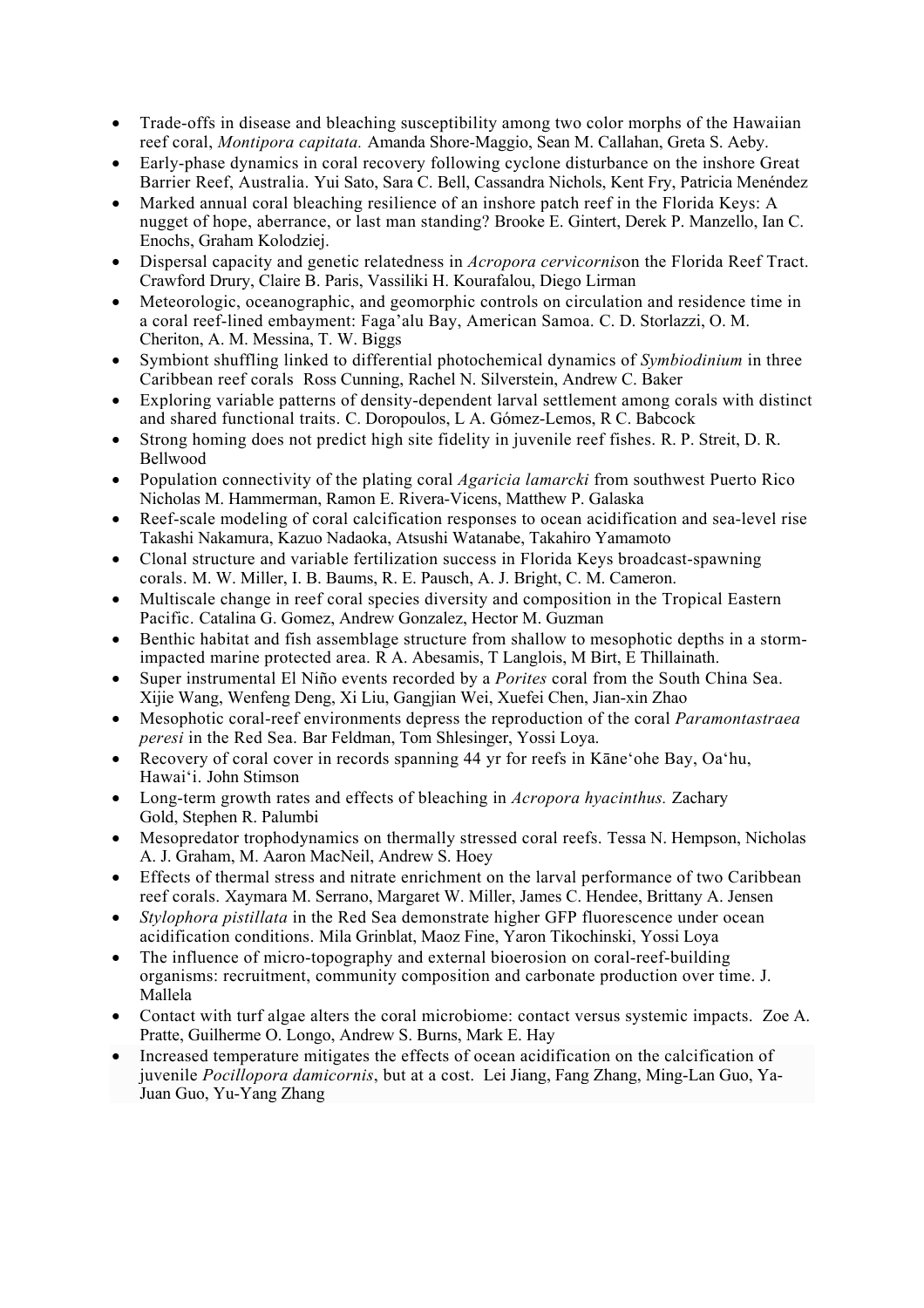- Trade-offs in disease and bleaching susceptibility among two color morphs of the Hawaiian reef coral, *Montipora capitata.* Amanda Shore-Maggio, Sean M. Callahan, Greta S. Aeby.
- Early-phase dynamics in coral recovery following cyclone disturbance on the inshore Great Barrier Reef, Australia. Yui Sato, Sara C. Bell, Cassandra Nichols, Kent Fry, Patricia Menéndez
- Marked annual coral bleaching resilience of an inshore patch reef in the Florida Keys: A nugget of hope, aberrance, or last man standing? Brooke E. Gintert, Derek P. Manzello, Ian C. Enochs, Graham Kolodziej.
- Dispersal capacity and genetic relatedness in *Acropora cervicornis*on the Florida Reef Tract. Crawford Drury, Claire B. Paris, Vassiliki H. Kourafalou, Diego Lirman
- Meteorologic, oceanographic, and geomorphic controls on circulation and residence time in a coral reef-lined embayment: Faga'alu Bay, American Samoa. C. D. Storlazzi, O. M. Cheriton, A. M. Messina, T. W. Biggs
- Symbiont shuffling linked to differential photochemical dynamics of *Symbiodinium* in three Caribbean reef corals Ross Cunning, Rachel N. Silverstein, Andrew C. Baker
- Exploring variable patterns of density-dependent larval settlement among corals with distinct and shared functional traits. C. Doropoulos, L A. Gómez-Lemos, R C. Babcock
- Strong homing does not predict high site fidelity in juvenile reef fishes. R. P. Streit, D. R. Bellwood
- Population connectivity of the plating coral *Agaricia lamarcki* from southwest Puerto Rico Nicholas M. Hammerman, Ramon E. Rivera-Vicens, Matthew P. Galaska
- Reef-scale modeling of coral calcification responses to ocean acidification and sea-level rise Takashi Nakamura, Kazuo Nadaoka, Atsushi Watanabe, Takahiro Yamamoto
- Clonal structure and variable fertilization success in Florida Keys broadcast-spawning corals. M. W. Miller, I. B. Baums, R. E. Pausch, A. J. Bright, C. M. Cameron.
- Multiscale change in reef coral species diversity and composition in the Tropical Eastern Pacific. Catalina G. Gomez, Andrew Gonzalez, Hector M. Guzman
- Benthic habitat and fish assemblage structure from shallow to mesophotic depths in a storm-impacted marine protected area. R A. Abesamis, T Langlois, M Birt, E Thillainath.
- Super instrumental El Niño events recorded by a *Porites* coral from the South China Sea. Xijie Wang, Wenfeng Deng, Xi Liu, Gangjian Wei, Xuefei Chen, Jian-xin Zhao
- Mesophotic coral-reef environments depress the reproduction of the coral *Paramontastraea peresi* in the Red Sea. Bar Feldman, Tom Shlesinger, Yossi Loya.
- Recovery of coral cover in records spanning 44 yr for reefs in Kāne'ohe Bay, Oa'hu, Hawai'i. John Stimson
- Long-term growth rates and effects of bleaching in *Acropora hyacinthus.* Zachary Gold, Stephen R. Palumbi
- Mesopredator trophodynamics on thermally stressed coral reefs. Tessa N. Hempson, Nicholas A. J. Graham, M. Aaron MacNeil, Andrew S. Hoey
- Effects of thermal stress and nitrate enrichment on the larval performance of two Caribbean reef corals. Xaymara M. Serrano, Margaret W. Miller, James C. Hendee, Brittany A. Jensen
- *Stylophora pistillata* in the Red Sea demonstrate higher GFP fluorescence under ocean acidification conditions. Mila Grinblat, Maoz Fine, Yaron Tikochinski, Yossi Loya
- The influence of micro-topography and external bioerosion on coral-reef-building organisms: recruitment, community composition and carbonate production over time. J. Mallela
- Contact with turf algae alters the coral microbiome: contact versus systemic impacts. Zoe A. Pratte, Guilherme O. Longo, Andrew S. Burns, Mark E. Hay
- Increased temperature mitigates the effects of ocean acidification on the calcification of juvenile *Pocillopora damicornis*, but at a cost. Lei Jiang, Fang Zhang, Ming-Lan Guo, Ya-Juan Guo, Yu-Yang Zhang